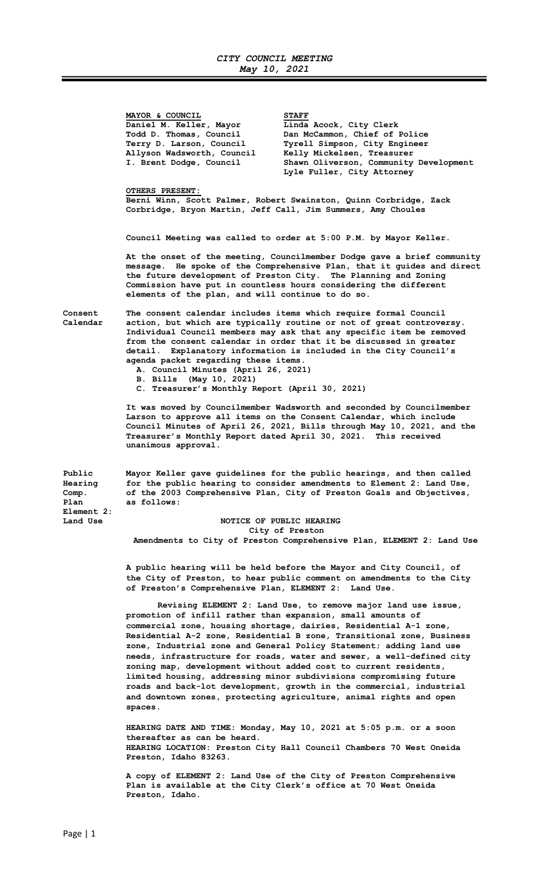# CITY COUNCIL MEETING
*May 10, 2021*

| MAYOR & COUNCIL | STAFF |
|---|---|
| Daniel M. Keller, Mayor | Linda Acock, City Clerk |
| Todd D. Thomas, Council | Dan McCammon, Chief of Police |
| Terry D. Larson, Council | Tyrell Simpson, City Engineer |
| Allyson Wadsworth, Council | Kelly Mickelsen, Treasurer |
| I. Brent Dodge, Council | Shawn Oliverson, Community Development |
| | Lyle Fuller, City Attorney |

**OTHERS PRESENT:**
Berni Winn, Scott Palmer, Robert Swainston, Quinn Corbridge, Zack Corbridge, Bryon Martin, Jeff Call, Jim Summers, Amy Choules

Council Meeting was called to order at 5:00 P.M. by Mayor Keller.

At the onset of the meeting, Councilmember Dodge gave a brief community message. He spoke of the Comprehensive Plan, that it guides and direct the future development of Preston City. The Planning and Zoning Commission have put in countless hours considering the different elements of the plan, and will continue to do so.

**Consent Calendar**

The consent calendar includes items which require formal Council action, but which are typically routine or not of great controversy. Individual Council members may ask that any specific item be removed from the consent calendar in order that it be discussed in greater detail. Explanatory information is included in the City Council's agenda packet regarding these items.

A. Council Minutes (April 26, 2021)
B. Bills (May 10, 2021)
C. Treasurer's Monthly Report (April 30, 2021)

It was moved by Councilmember Wadsworth and seconded by Councilmember Larson to approve all items on the Consent Calendar, which include Council Minutes of April 26, 2021, Bills through May 10, 2021, and the Treasurer's Monthly Report dated April 30, 2021. This received unanimous approval.

**Public Hearing Comp. Plan Element 2: Land Use**

Mayor Keller gave guidelines for the public hearings, and then called for the public hearing to consider amendments to Element 2: Land Use, of the 2003 Comprehensive Plan, City of Preston Goals and Objectives, as follows:

NOTICE OF PUBLIC HEARING
City of Preston
Amendments to City of Preston Comprehensive Plan, ELEMENT 2: Land Use

A public hearing will be held before the Mayor and City Council, of the City of Preston, to hear public comment on amendments to the City of Preston's Comprehensive Plan, ELEMENT 2: Land Use.

Revising ELEMENT 2: Land Use, to remove major land use issue, promotion of infill rather than expansion, small amounts of commercial zone, housing shortage, dairies, Residential A-1 zone, Residential A-2 zone, Residential B zone, Transitional zone, Business zone, Industrial zone and General Policy Statement; adding land use needs, infrastructure for roads, water and sewer, a well-defined city zoning map, development without added cost to current residents, limited housing, addressing minor subdivisions compromising future roads and back-lot development, growth in the commercial, industrial and downtown zones, protecting agriculture, animal rights and open spaces.

HEARING DATE AND TIME: Monday, May 10, 2021 at 5:05 p.m. or a soon thereafter as can be heard.
HEARING LOCATION: Preston City Hall Council Chambers 70 West Oneida Preston, Idaho 83263.

A copy of ELEMENT 2: Land Use of the City of Preston Comprehensive Plan is available at the City Clerk's office at 70 West Oneida Preston, Idaho.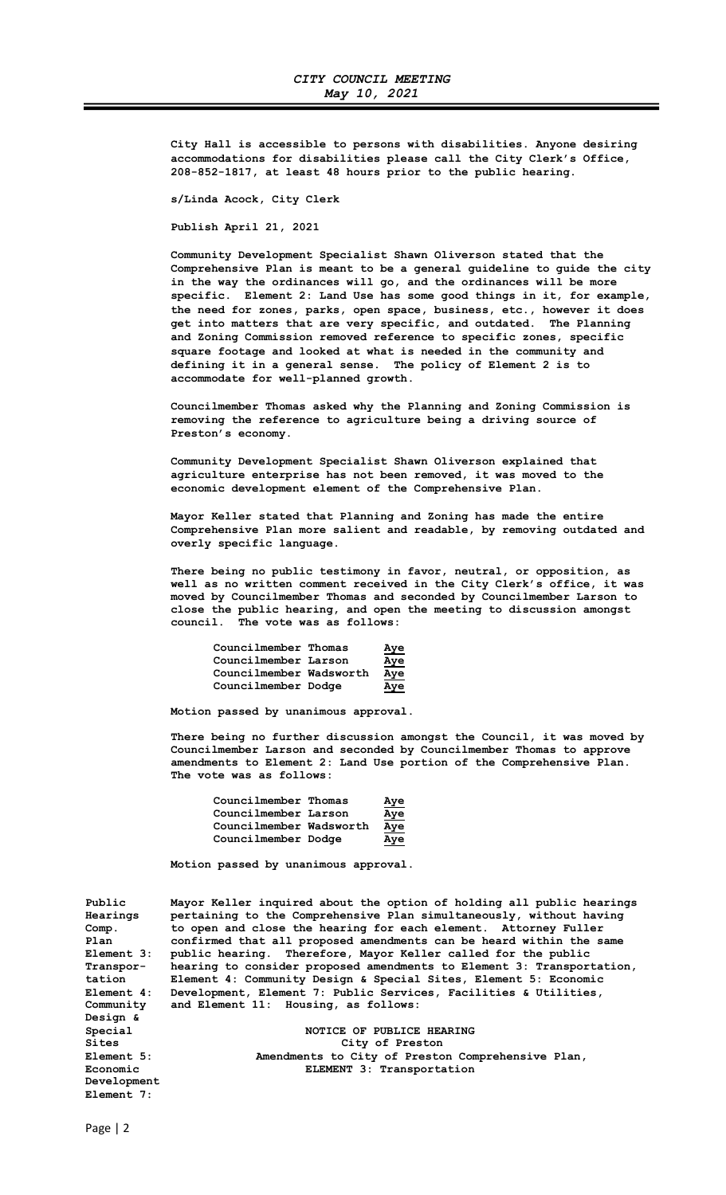City Hall is accessible to persons with disabilities. Anyone desiring accommodations for disabilities please call the City Clerk's Office, 208-852-1817, at least 48 hours prior to the public hearing.

s/Linda Acock, City Clerk

Publish April 21, 2021

Community Development Specialist Shawn Oliverson stated that the Comprehensive Plan is meant to be a general guideline to guide the city in the way the ordinances will go, and the ordinances will be more specific. Element 2: Land Use has some good things in it, for example, the need for zones, parks, open space, business, etc., however it does get into matters that are very specific, and outdated. The Planning and Zoning Commission removed reference to specific zones, specific square footage and looked at what is needed in the community and defining it in a general sense. The policy of Element 2 is to accommodate for well-planned growth.

Councilmember Thomas asked why the Planning and Zoning Commission is removing the reference to agriculture being a driving source of Preston's economy.

Community Development Specialist Shawn Oliverson explained that agriculture enterprise has not been removed, it was moved to the economic development element of the Comprehensive Plan.

Mayor Keller stated that Planning and Zoning has made the entire Comprehensive Plan more salient and readable, by removing outdated and overly specific language.

There being no public testimony in favor, neutral, or opposition, as well as no written comment received in the City Clerk's office, it was moved by Councilmember Thomas and seconded by Councilmember Larson to close the public hearing, and open the meeting to discussion amongst council. The vote was as follows:

| | |
|---|---|
| Councilmember Thomas | Aye |
| Councilmember Larson | Aye |
| Councilmember Wadsworth | Aye |
| Councilmember Dodge | Aye |

Motion passed by unanimous approval.

There being no further discussion amongst the Council, it was moved by Councilmember Larson and seconded by Councilmember Thomas to approve amendments to Element 2: Land Use portion of the Comprehensive Plan. The vote was as follows:

| | |
|---|---|
| Councilmember Thomas | Aye |
| Councilmember Larson | Aye |
| Councilmember Wadsworth | Aye |
| Councilmember Dodge | Aye |

Motion passed by unanimous approval.

**Public Hearings Comp. Plan Element 3: Transportation Element 4: Community Design & Special Sites Element 5: Economic Development Element 7:**

Mayor Keller inquired about the option of holding all public hearings pertaining to the Comprehensive Plan simultaneously, without having to open and close the hearing for each element. Attorney Fuller confirmed that all proposed amendments can be heard within the same public hearing. Therefore, Mayor Keller called for the public hearing to consider proposed amendments to Element 3: Transportation, Element 4: Community Design & Special Sites, Element 5: Economic Development, Element 7: Public Services, Facilities & Utilities, and Element 11: Housing, as follows:

NOTICE OF PUBLICE HEARING
City of Preston
Amendments to City of Preston Comprehensive Plan,
ELEMENT 3: Transportation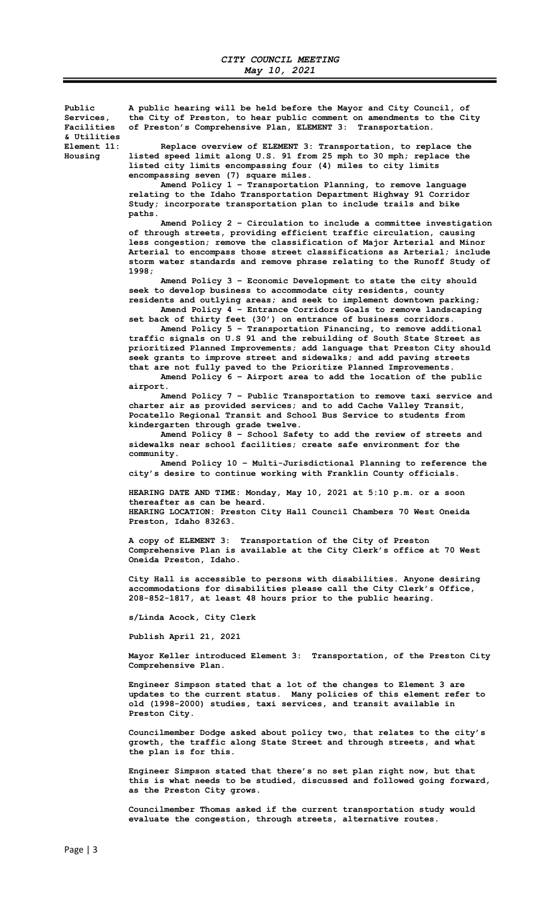*CITY COUNCIL MEETING*
*May 10, 2021*

**Public Services, Facilities & Utilities Element 11: Housing**

**A public hearing will be held before the Mayor and City Council, of the City of Preston, to hear public comment on amendments to the City of Preston's Comprehensive Plan, ELEMENT 3: Transportation.**

**Replace overview of ELEMENT 3: Transportation, to replace the listed speed limit along U.S. 91 from 25 mph to 30 mph; replace the listed city limits encompassing four (4) miles to city limits encompassing seven (7) square miles.**

**Amend Policy 1 – Transportation Planning, to remove language relating to the Idaho Transportation Department Highway 91 Corridor Study; incorporate transportation plan to include trails and bike paths.**

**Amend Policy 2 – Circulation to include a committee investigation of through streets, providing efficient traffic circulation, causing less congestion; remove the classification of Major Arterial and Minor Arterial to encompass those street classifications as Arterial; include storm water standards and remove phrase relating to the Runoff Study of 1998;**

**Amend Policy 3 – Economic Development to state the city should seek to develop business to accommodate city residents, county residents and outlying areas; and seek to implement downtown parking;**

**Amend Policy 4 – Entrance Corridors Goals to remove landscaping set back of thirty feet (30') on entrance of business corridors.**

**Amend Policy 5 – Transportation Financing, to remove additional traffic signals on U.S 91 and the rebuilding of South State Street as prioritized Planned Improvements; add language that Preston City should seek grants to improve street and sidewalks; and add paving streets that are not fully paved to the Prioritize Planned Improvements.**

**Amend Policy 6 – Airport area to add the location of the public airport.**

**Amend Policy 7 – Public Transportation to remove taxi service and charter air as provided services; and to add Cache Valley Transit, Pocatello Regional Transit and School Bus Service to students from kindergarten through grade twelve.**

**Amend Policy 8 – School Safety to add the review of streets and sidewalks near school facilities; create safe environment for the community.**

**Amend Policy 10 – Multi-Jurisdictional Planning to reference the city's desire to continue working with Franklin County officials.**

**HEARING DATE AND TIME: Monday, May 10, 2021 at 5:10 p.m. or a soon thereafter as can be heard.**
**HEARING LOCATION: Preston City Hall Council Chambers 70 West Oneida Preston, Idaho 83263.**

**A copy of ELEMENT 3: Transportation of the City of Preston Comprehensive Plan is available at the City Clerk's office at 70 West Oneida Preston, Idaho.**

**City Hall is accessible to persons with disabilities. Anyone desiring accommodations for disabilities please call the City Clerk's Office, 208-852-1817, at least 48 hours prior to the public hearing.**

**s/Linda Acock, City Clerk**

**Publish April 21, 2021**

**Mayor Keller introduced Element 3: Transportation, of the Preston City Comprehensive Plan.**

**Engineer Simpson stated that a lot of the changes to Element 3 are updates to the current status. Many policies of this element refer to old (1998-2000) studies, taxi services, and transit available in Preston City.**

**Councilmember Dodge asked about policy two, that relates to the city's growth, the traffic along State Street and through streets, and what the plan is for this.**

**Engineer Simpson stated that there's no set plan right now, but that this is what needs to be studied, discussed and followed going forward, as the Preston City grows.**

**Councilmember Thomas asked if the current transportation study would evaluate the congestion, through streets, alternative routes.**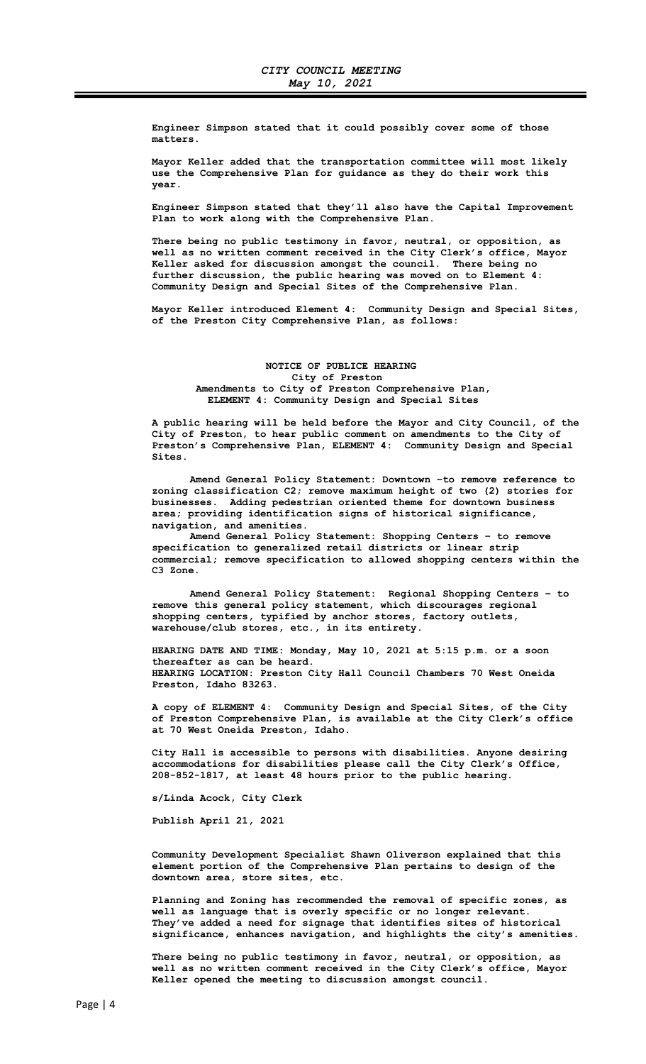Engineer Simpson stated that it could possibly cover some of those matters.

Mayor Keller added that the transportation committee will most likely use the Comprehensive Plan for guidance as they do their work this year.

Engineer Simpson stated that they'll also have the Capital Improvement Plan to work along with the Comprehensive Plan.

There being no public testimony in favor, neutral, or opposition, as well as no written comment received in the City Clerk's office, Mayor Keller asked for discussion amongst the council. There being no further discussion, the public hearing was moved on to Element 4: Community Design and Special Sites of the Comprehensive Plan.

Mayor Keller introduced Element 4: Community Design and Special Sites, of the Preston City Comprehensive Plan, as follows:

**NOTICE OF PUBLIC HEARING**
**City of Preston**
**Amendments to City of Preston Comprehensive Plan,**
**ELEMENT 4: Community Design and Special Sites**

A public hearing will be held before the Mayor and City Council, of the City of Preston, to hear public comment on amendments to the City of Preston's Comprehensive Plan, ELEMENT 4: Community Design and Special Sites.

Amend General Policy Statement: Downtown –to remove reference to zoning classification C2; remove maximum height of two (2) stories for businesses. Adding pedestrian oriented theme for downtown business area; providing identification signs of historical significance, navigation, and amenities.

Amend General Policy Statement: Shopping Centers – to remove specification to generalized retail districts or linear strip commercial; remove specification to allowed shopping centers within the C3 Zone.

Amend General Policy Statement: Regional Shopping Centers – to remove this general policy statement, which discourages regional shopping centers, typified by anchor stores, factory outlets, warehouse/club stores, etc., in its entirety.

HEARING DATE AND TIME: Monday, May 10, 2021 at 5:15 p.m. or a soon thereafter as can be heard.
HEARING LOCATION: Preston City Hall Council Chambers 70 West Oneida Preston, Idaho 83263.

A copy of ELEMENT 4: Community Design and Special Sites, of the City of Preston Comprehensive Plan, is available at the City Clerk's office at 70 West Oneida Preston, Idaho.

City Hall is accessible to persons with disabilities. Anyone desiring accommodations for disabilities please call the City Clerk's Office, 208-852-1817, at least 48 hours prior to the public hearing.

s/Linda Acock, City Clerk

Publish April 21, 2021

Community Development Specialist Shawn Oliverson explained that this element portion of the Comprehensive Plan pertains to design of the downtown area, store sites, etc.

Planning and Zoning has recommended the removal of specific zones, as well as language that is overly specific or no longer relevant. They've added a need for signage that identifies sites of historical significance, enhances navigation, and highlights the city's amenities.

There being no public testimony in favor, neutral, or opposition, as well as no written comment received in the City Clerk's office, Mayor Keller opened the meeting to discussion amongst council.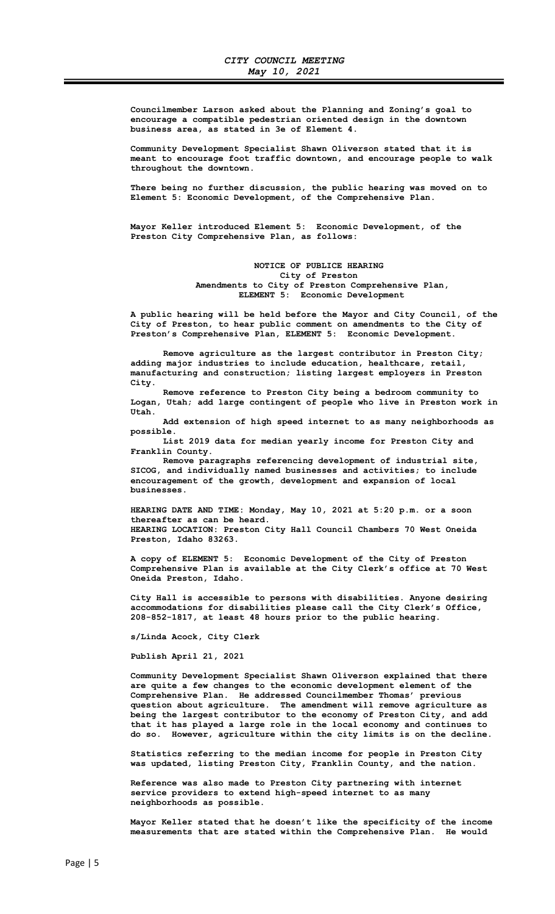Councilmember Larson asked about the Planning and Zoning's goal to encourage a compatible pedestrian oriented design in the downtown business area, as stated in 3e of Element 4.

Community Development Specialist Shawn Oliverson stated that it is meant to encourage foot traffic downtown, and encourage people to walk throughout the downtown.

There being no further discussion, the public hearing was moved on to Element 5: Economic Development, of the Comprehensive Plan.

Mayor Keller introduced Element 5: Economic Development, of the Preston City Comprehensive Plan, as follows:

**NOTICE OF PUBLIC HEARING**
**City of Preston**
**Amendments to City of Preston Comprehensive Plan,**
**ELEMENT 5: Economic Development**

A public hearing will be held before the Mayor and City Council, of the City of Preston, to hear public comment on amendments to the City of Preston's Comprehensive Plan, ELEMENT 5: Economic Development.

Remove agriculture as the largest contributor in Preston City; adding major industries to include education, healthcare, retail, manufacturing and construction; listing largest employers in Preston City.

Remove reference to Preston City being a bedroom community to Logan, Utah; add large contingent of people who live in Preston work in Utah.

Add extension of high speed internet to as many neighborhoods as possible.

List 2019 data for median yearly income for Preston City and Franklin County.

Remove paragraphs referencing development of industrial site, SICOG, and individually named businesses and activities; to include encouragement of the growth, development and expansion of local businesses.

HEARING DATE AND TIME: Monday, May 10, 2021 at 5:20 p.m. or a soon thereafter as can be heard.
HEARING LOCATION: Preston City Hall Council Chambers 70 West Oneida Preston, Idaho 83263.

A copy of ELEMENT 5: Economic Development of the City of Preston Comprehensive Plan is available at the City Clerk's office at 70 West Oneida Preston, Idaho.

City Hall is accessible to persons with disabilities. Anyone desiring accommodations for disabilities please call the City Clerk's Office, 208-852-1817, at least 48 hours prior to the public hearing.

s/Linda Acock, City Clerk

Publish April 21, 2021

Community Development Specialist Shawn Oliverson explained that there are quite a few changes to the economic development element of the Comprehensive Plan. He addressed Councilmember Thomas' previous question about agriculture. The amendment will remove agriculture as being the largest contributor to the economy of Preston City, and add that it has played a large role in the local economy and continues to do so. However, agriculture within the city limits is on the decline.

Statistics referring to the median income for people in Preston City was updated, listing Preston City, Franklin County, and the nation.

Reference was also made to Preston City partnering with internet service providers to extend high-speed internet to as many neighborhoods as possible.

Mayor Keller stated that he doesn't like the specificity of the income measurements that are stated within the Comprehensive Plan. He would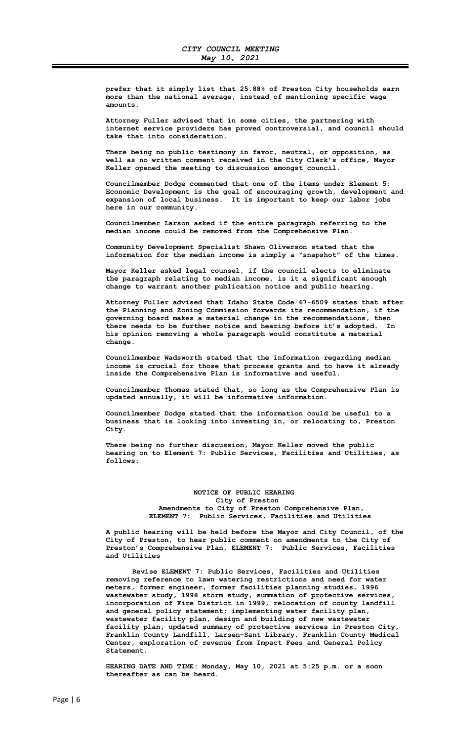prefer that it simply list that 25.88% of Preston City households earn more than the national average, instead of mentioning specific wage amounts.

Attorney Fuller advised that in some cities, the partnering with internet service providers has proved controversial, and council should take that into consideration.

There being no public testimony in favor, neutral, or opposition, as well as no written comment received in the City Clerk's office, Mayor Keller opened the meeting to discussion amongst council.

Councilmember Dodge commented that one of the items under Element 5: Economic Development is the goal of encouraging growth, development and expansion of local business. It is important to keep our labor jobs here in our community.

Councilmember Larson asked if the entire paragraph referring to the median income could be removed from the Comprehensive Plan.

Community Development Specialist Shawn Oliverson stated that the information for the median income is simply a "snapshot" of the times.

Mayor Keller asked legal counsel, if the council elects to eliminate the paragraph relating to median income, is it a significant enough change to warrant another publication notice and public hearing.

Attorney Fuller advised that Idaho State Code 67-6509 states that after the Planning and Zoning Commission forwards its recommendation, if the governing board makes a material change in the recommendations, then there needs to be further notice and hearing before it's adopted. In his opinion removing a whole paragraph would constitute a material change.

Councilmember Wadsworth stated that the information regarding median income is crucial for those that process grants and to have it already inside the Comprehensive Plan is informative and useful.

Councilmember Thomas stated that, so long as the Comprehensive Plan is updated annually, it will be informative information.

Councilmember Dodge stated that the information could be useful to a business that is looking into investing in, or relocating to, Preston City.

There being no further discussion, Mayor Keller moved the public hearing on to Element 7: Public Services, Facilities and Utilities, as follows:

**NOTICE OF PUBLIC HEARING**
**City of Preston**
**Amendments to City of Preston Comprehensive Plan,**
**ELEMENT 7: Public Services, Facilities and Utilities**

A public hearing will be held before the Mayor and City Council, of the City of Preston, to hear public comment on amendments to the City of Preston's Comprehensive Plan, ELEMENT 7: Public Services, Facilities and Utilities

Revise ELEMENT 7: Public Services, Facilities and Utilities removing reference to lawn watering restrictions and need for water meters, former engineer, former facilities planning studies, 1996 wastewater study, 1998 storm study, summation of protective services, incorporation of Fire District in 1999, relocation of county landfill and general policy statement; implementing water facility plan, wastewater facility plan, design and building of new wastewater facility plan, updated summary of protective services in Preston City, Franklin County Landfill, Larsen-Sant Library, Franklin County Medical Center, exploration of revenue from Impact Fees and General Policy Statement.

HEARING DATE AND TIME: Monday, May 10, 2021 at 5:25 p.m. or a soon thereafter as can be heard.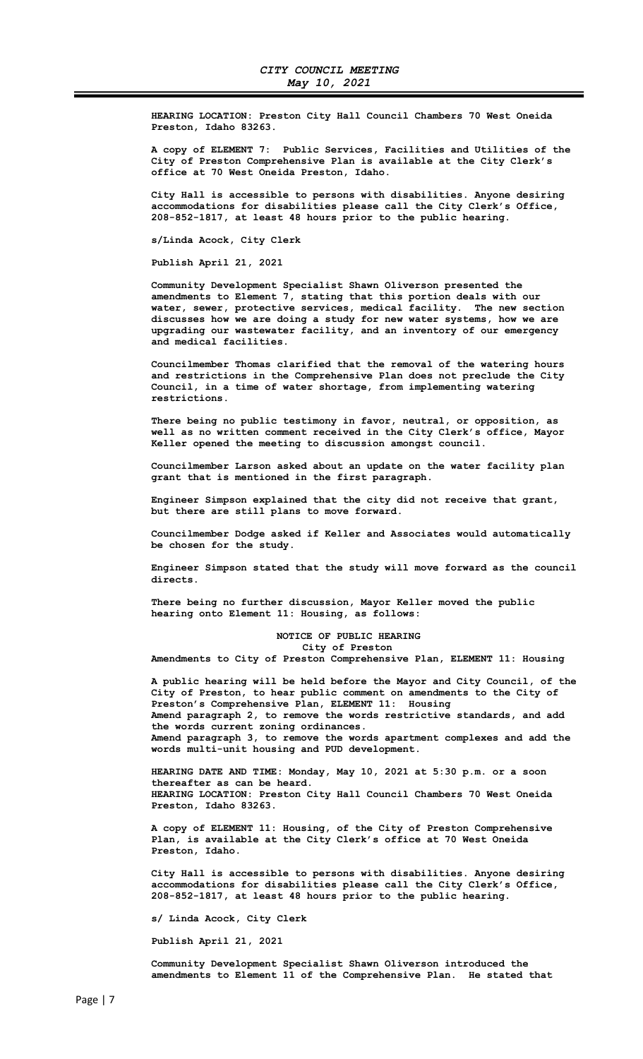**HEARING LOCATION: Preston City Hall Council Chambers 70 West Oneida Preston, Idaho 83263.**

**A copy of ELEMENT 7: Public Services, Facilities and Utilities of the City of Preston Comprehensive Plan is available at the City Clerk's office at 70 West Oneida Preston, Idaho.**

**City Hall is accessible to persons with disabilities. Anyone desiring accommodations for disabilities please call the City Clerk's Office, 208-852-1817, at least 48 hours prior to the public hearing.**

**s/Linda Acock, City Clerk**

**Publish April 21, 2021**

**Community Development Specialist Shawn Oliverson presented the amendments to Element 7, stating that this portion deals with our water, sewer, protective services, medical facility. The new section discusses how we are doing a study for new water systems, how we are upgrading our wastewater facility, and an inventory of our emergency and medical facilities.**

**Councilmember Thomas clarified that the removal of the watering hours and restrictions in the Comprehensive Plan does not preclude the City Council, in a time of water shortage, from implementing watering restrictions.**

**There being no public testimony in favor, neutral, or opposition, as well as no written comment received in the City Clerk's office, Mayor Keller opened the meeting to discussion amongst council.**

**Councilmember Larson asked about an update on the water facility plan grant that is mentioned in the first paragraph.**

**Engineer Simpson explained that the city did not receive that grant, but there are still plans to move forward.**

**Councilmember Dodge asked if Keller and Associates would automatically be chosen for the study.**

**Engineer Simpson stated that the study will move forward as the council directs.**

**There being no further discussion, Mayor Keller moved the public hearing onto Element 11: Housing, as follows:**

**NOTICE OF PUBLIC HEARING**
**City of Preston**
**Amendments to City of Preston Comprehensive Plan, ELEMENT 11: Housing**

**A public hearing will be held before the Mayor and City Council, of the City of Preston, to hear public comment on amendments to the City of Preston's Comprehensive Plan, ELEMENT 11: Housing**
**Amend paragraph 2, to remove the words restrictive standards, and add the words current zoning ordinances.**
**Amend paragraph 3, to remove the words apartment complexes and add the words multi-unit housing and PUD development.**

**HEARING DATE AND TIME: Monday, May 10, 2021 at 5:30 p.m. or a soon thereafter as can be heard.**
**HEARING LOCATION: Preston City Hall Council Chambers 70 West Oneida Preston, Idaho 83263.**

**A copy of ELEMENT 11: Housing, of the City of Preston Comprehensive Plan, is available at the City Clerk's office at 70 West Oneida Preston, Idaho.**

**City Hall is accessible to persons with disabilities. Anyone desiring accommodations for disabilities please call the City Clerk's Office, 208-852-1817, at least 48 hours prior to the public hearing.**

**s/ Linda Acock, City Clerk**

**Publish April 21, 2021**

**Community Development Specialist Shawn Oliverson introduced the amendments to Element 11 of the Comprehensive Plan. He stated that**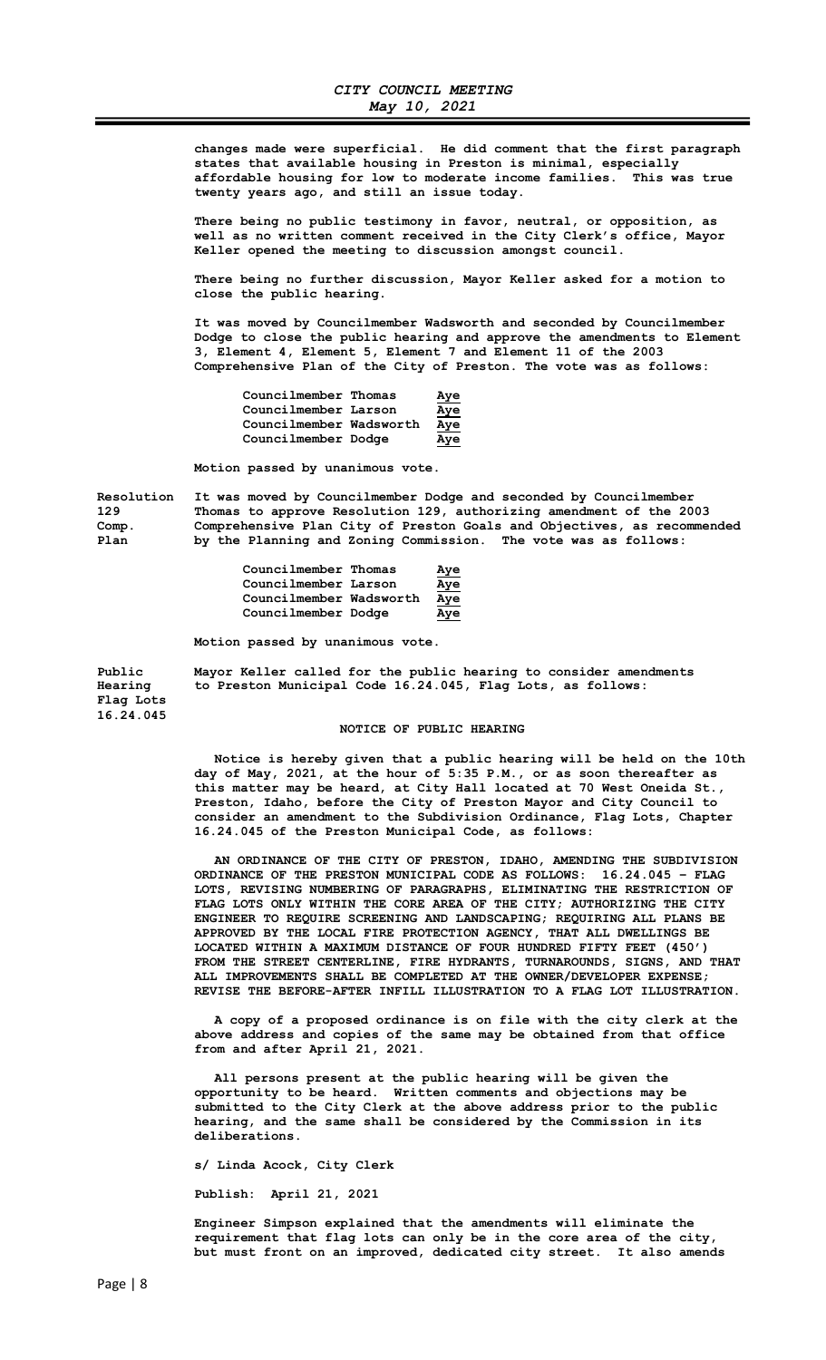changes made were superficial. He did comment that the first paragraph states that available housing in Preston is minimal, especially affordable housing for low to moderate income families. This was true twenty years ago, and still an issue today.

There being no public testimony in favor, neutral, or opposition, as well as no written comment received in the City Clerk's office, Mayor Keller opened the meeting to discussion amongst council.

There being no further discussion, Mayor Keller asked for a motion to close the public hearing.

It was moved by Councilmember Wadsworth and seconded by Councilmember Dodge to close the public hearing and approve the amendments to Element 3, Element 4, Element 5, Element 7 and Element 11 of the 2003 Comprehensive Plan of the City of Preston. The vote was as follows:

| | |
|---|---|
| Councilmember Thomas | Aye |
| Councilmember Larson | Aye |
| Councilmember Wadsworth | Aye |
| Councilmember Dodge | Aye |

Motion passed by unanimous vote.

**Resolution 129 Comp. Plan**

It was moved by Councilmember Dodge and seconded by Councilmember Thomas to approve Resolution 129, authorizing amendment of the 2003 Comprehensive Plan City of Preston Goals and Objectives, as recommended by the Planning and Zoning Commission. The vote was as follows:

| | |
|---|---|
| Councilmember Thomas | Aye |
| Councilmember Larson | Aye |
| Councilmember Wadsworth | Aye |
| Councilmember Dodge | Aye |

Motion passed by unanimous vote.

**Public Hearing Flag Lots 16.24.045**

Mayor Keller called for the public hearing to consider amendments to Preston Municipal Code 16.24.045, Flag Lots, as follows:

NOTICE OF PUBLIC HEARING

Notice is hereby given that a public hearing will be held on the 10th day of May, 2021, at the hour of 5:35 P.M., or as soon thereafter as this matter may be heard, at City Hall located at 70 West Oneida St., Preston, Idaho, before the City of Preston Mayor and City Council to consider an amendment to the Subdivision Ordinance, Flag Lots, Chapter 16.24.045 of the Preston Municipal Code, as follows:

AN ORDINANCE OF THE CITY OF PRESTON, IDAHO, AMENDING THE SUBDIVISION ORDINANCE OF THE PRESTON MUNICIPAL CODE AS FOLLOWS: 16.24.045 – FLAG LOTS, REVISING NUMBERING OF PARAGRAPHS, ELIMINATING THE RESTRICTION OF FLAG LOTS ONLY WITHIN THE CORE AREA OF THE CITY; AUTHORIZING THE CITY ENGINEER TO REQUIRE SCREENING AND LANDSCAPING; REQUIRING ALL PLANS BE APPROVED BY THE LOCAL FIRE PROTECTION AGENCY, THAT ALL DWELLINGS BE LOCATED WITHIN A MAXIMUM DISTANCE OF FOUR HUNDRED FIFTY FEET (450') FROM THE STREET CENTERLINE, FIRE HYDRANTS, TURNAROUNDS, SIGNS, AND THAT ALL IMPROVEMENTS SHALL BE COMPLETED AT THE OWNER/DEVELOPER EXPENSE; REVISE THE BEFORE-AFTER INFILL ILLUSTRATION TO A FLAG LOT ILLUSTRATION.

A copy of a proposed ordinance is on file with the city clerk at the above address and copies of the same may be obtained from that office from and after April 21, 2021.

All persons present at the public hearing will be given the opportunity to be heard. Written comments and objections may be submitted to the City Clerk at the above address prior to the public hearing, and the same shall be considered by the Commission in its deliberations.

s/ Linda Acock, City Clerk

Publish: April 21, 2021

Engineer Simpson explained that the amendments will eliminate the requirement that flag lots can only be in the core area of the city, but must front on an improved, dedicated city street. It also amends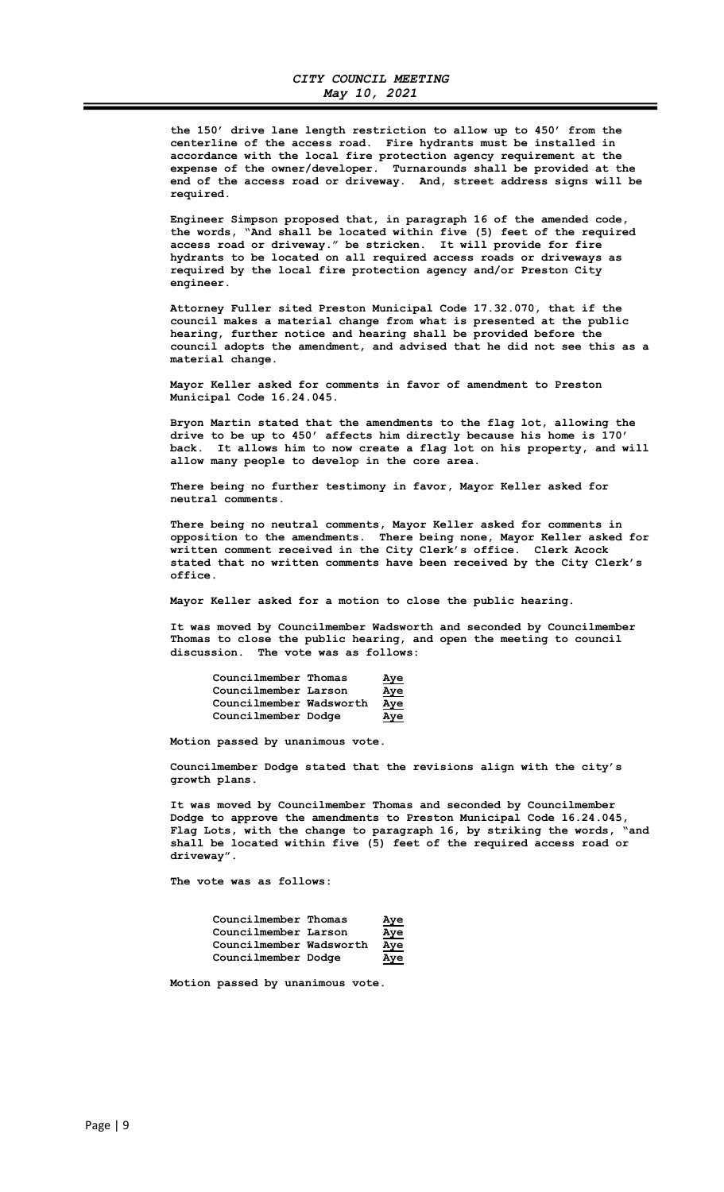the 150' drive lane length restriction to allow up to 450' from the centerline of the access road. Fire hydrants must be installed in accordance with the local fire protection agency requirement at the expense of the owner/developer. Turnarounds shall be provided at the end of the access road or driveway. And, street address signs will be required.

Engineer Simpson proposed that, in paragraph 16 of the amended code, the words, "And shall be located within five (5) feet of the required access road or driveway." be stricken. It will provide for fire hydrants to be located on all required access roads or driveways as required by the local fire protection agency and/or Preston City engineer.

Attorney Fuller sited Preston Municipal Code 17.32.070, that if the council makes a material change from what is presented at the public hearing, further notice and hearing shall be provided before the council adopts the amendment, and advised that he did not see this as a material change.

Mayor Keller asked for comments in favor of amendment to Preston Municipal Code 16.24.045.

Bryon Martin stated that the amendments to the flag lot, allowing the drive to be up to 450' affects him directly because his home is 170' back. It allows him to now create a flag lot on his property, and will allow many people to develop in the core area.

There being no further testimony in favor, Mayor Keller asked for neutral comments.

There being no neutral comments, Mayor Keller asked for comments in opposition to the amendments. There being none, Mayor Keller asked for written comment received in the City Clerk's office. Clerk Acock stated that no written comments have been received by the City Clerk's office.

Mayor Keller asked for a motion to close the public hearing.

It was moved by Councilmember Wadsworth and seconded by Councilmember Thomas to close the public hearing, and open the meeting to council discussion. The vote was as follows:

| | |
|---|---|
| Councilmember Thomas | Aye |
| Councilmember Larson | Aye |
| Councilmember Wadsworth | Aye |
| Councilmember Dodge | Aye |

Motion passed by unanimous vote.

Councilmember Dodge stated that the revisions align with the city's growth plans.

It was moved by Councilmember Thomas and seconded by Councilmember Dodge to approve the amendments to Preston Municipal Code 16.24.045, Flag Lots, with the change to paragraph 16, by striking the words, "and shall be located within five (5) feet of the required access road or driveway".

The vote was as follows:

| | |
|---|---|
| Councilmember Thomas | Aye |
| Councilmember Larson | Aye |
| Councilmember Wadsworth | Aye |
| Councilmember Dodge | Aye |

Motion passed by unanimous vote.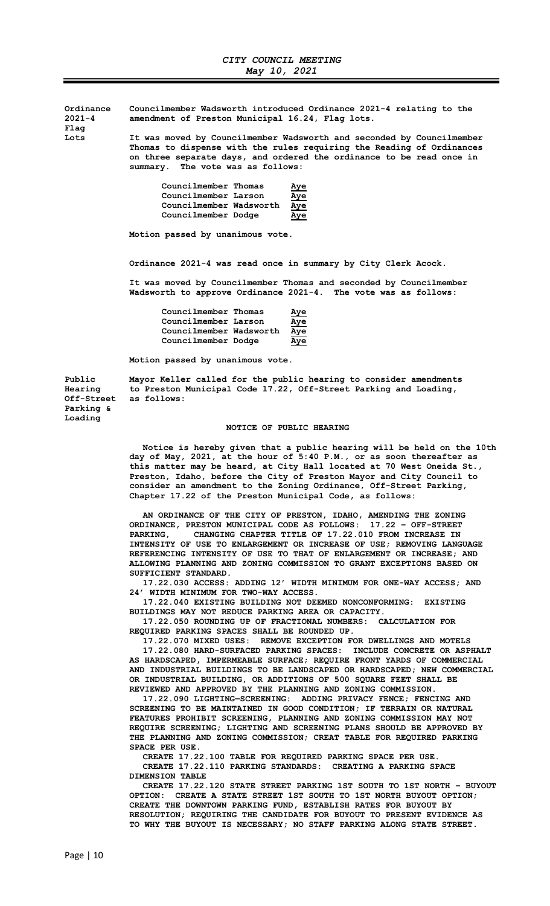**Ordinance 2021-4 Flag Lots**

Councilmember Wadsworth introduced Ordinance 2021-4 relating to the amendment of Preston Municipal 16.24, Flag lots.

It was moved by Councilmember Wadsworth and seconded by Councilmember Thomas to dispense with the rules requiring the Reading of Ordinances on three separate days, and ordered the ordinance to be read once in summary. The vote was as follows:

| | |
|---|---|
| Councilmember Thomas | Aye |
| Councilmember Larson | Aye |
| Councilmember Wadsworth | Aye |
| Councilmember Dodge | Aye |

Motion passed by unanimous vote.

Ordinance 2021-4 was read once in summary by City Clerk Acock.

It was moved by Councilmember Thomas and seconded by Councilmember Wadsworth to approve Ordinance 2021-4. The vote was as follows:

| | |
|---|---|
| Councilmember Thomas | Aye |
| Councilmember Larson | Aye |
| Councilmember Wadsworth | Aye |
| Councilmember Dodge | Aye |

Motion passed by unanimous vote.

**Public Hearing Off-Street Parking & Loading**

Mayor Keller called for the public hearing to consider amendments to Preston Municipal Code 17.22, Off-Street Parking and Loading, as follows:

**NOTICE OF PUBLIC HEARING**

Notice is hereby given that a public hearing will be held on the 10th day of May, 2021, at the hour of 5:40 P.M., or as soon thereafter as this matter may be heard, at City Hall located at 70 West Oneida St., Preston, Idaho, before the City of Preston Mayor and City Council to consider an amendment to the Zoning Ordinance, Off-Street Parking, Chapter 17.22 of the Preston Municipal Code, as follows:

AN ORDINANCE OF THE CITY OF PRESTON, IDAHO, AMENDING THE ZONING ORDINANCE, PRESTON MUNICIPAL CODE AS FOLLOWS: 17.22 – OFF-STREET PARKING, CHANGING CHAPTER TITLE OF 17.22.010 FROM INCREASE IN INTENSITY OF USE TO ENLARGEMENT OR INCREASE OF USE; REMOVING LANGUAGE REFERENCING INTENSITY OF USE TO THAT OF ENLARGEMENT OR INCREASE; AND ALLOWING PLANNING AND ZONING COMMISSION TO GRANT EXCEPTIONS BASED ON SUFFICIENT STANDARD.

17.22.030 ACCESS: ADDING 12' WIDTH MINIMUM FOR ONE-WAY ACCESS; AND 24' WIDTH MINIMUM FOR TWO-WAY ACCESS.

17.22.040 EXISTING BUILDING NOT DEEMED NONCONFORMING: EXISTING BUILDINGS MAY NOT REDUCE PARKING AREA OR CAPACITY.

17.22.050 ROUNDING UP OF FRACTIONAL NUMBERS: CALCULATION FOR REQUIRED PARKING SPACES SHALL BE ROUNDED UP.

17.22.070 MIXED USES: REMOVE EXCEPTION FOR DWELLINGS AND MOTELS

17.22.080 HARD-SURFACED PARKING SPACES: INCLUDE CONCRETE OR ASPHALT AS HARDSCAPED, IMPERMEABLE SURFACE; REQUIRE FRONT YARDS OF COMMERCIAL AND INDUSTRIAL BUILDINGS TO BE LANDSCAPED OR HARDSCAPED; NEW COMMERCIAL OR INDUSTRIAL BUILDING, OR ADDITIONS OF 500 SQUARE FEET SHALL BE REVIEWED AND APPROVED BY THE PLANNING AND ZONING COMMISSION.

17.22.090 LIGHTING—SCREENING: ADDING PRIVACY FENCE; FENCING AND SCREENING TO BE MAINTAINED IN GOOD CONDITION; IF TERRAIN OR NATURAL FEATURES PROHIBIT SCREENING, PLANNING AND ZONING COMMISSION MAY NOT REQUIRE SCREENING; LIGHTING AND SCREENING PLANS SHOULD BE APPROVED BY THE PLANNING AND ZONING COMMISSION; CREAT TABLE FOR REQUIRED PARKING SPACE PER USE.

CREATE 17.22.100 TABLE FOR REQUIRED PARKING SPACE PER USE.

CREATE 17.22.110 PARKING STANDARDS: CREATING A PARKING SPACE DIMENSION TABLE

CREATE 17.22.120 STATE STREET PARKING 1ST SOUTH TO 1ST NORTH – BUYOUT OPTION: CREATE A STATE STREET 1ST SOUTH TO 1ST NORTH BUYOUT OPTION; CREATE THE DOWNTOWN PARKING FUND, ESTABLISH RATES FOR BUYOUT BY RESOLUTION; REQUIRING THE CANDIDATE FOR BUYOUT TO PRESENT EVIDENCE AS TO WHY THE BUYOUT IS NECESSARY; NO STAFF PARKING ALONG STATE STREET.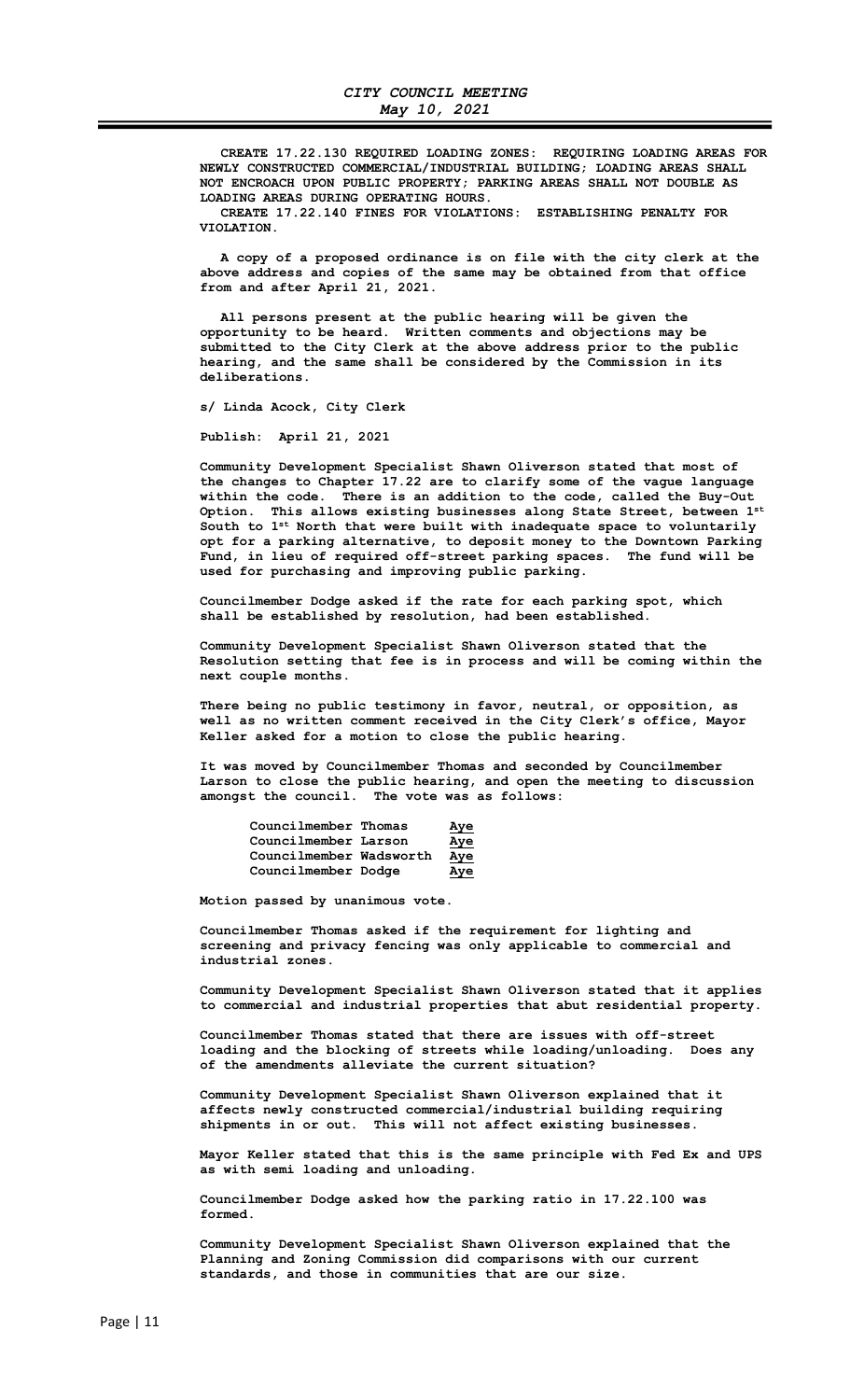**CREATE 17.22.130 REQUIRED LOADING ZONES: REQUIRING LOADING AREAS FOR NEWLY CONSTRUCTED COMMERCIAL/INDUSTRIAL BUILDING; LOADING AREAS SHALL NOT ENCROACH UPON PUBLIC PROPERTY; PARKING AREAS SHALL NOT DOUBLE AS LOADING AREAS DURING OPERATING HOURS.**
**CREATE 17.22.140 FINES FOR VIOLATIONS: ESTABLISHING PENALTY FOR VIOLATION.**

**A copy of a proposed ordinance is on file with the city clerk at the above address and copies of the same may be obtained from that office from and after April 21, 2021.**

**All persons present at the public hearing will be given the opportunity to be heard. Written comments and objections may be submitted to the City Clerk at the above address prior to the public hearing, and the same shall be considered by the Commission in its deliberations.**

**s/ Linda Acock, City Clerk**

**Publish: April 21, 2021**

**Community Development Specialist Shawn Oliverson stated that most of the changes to Chapter 17.22 are to clarify some of the vague language within the code. There is an addition to the code, called the Buy-Out Option. This allows existing businesses along State Street, between 1st South to 1st North that were built with inadequate space to voluntarily opt for a parking alternative, to deposit money to the Downtown Parking Fund, in lieu of required off-street parking spaces. The fund will be used for purchasing and improving public parking.**

**Councilmember Dodge asked if the rate for each parking spot, which shall be established by resolution, had been established.**

**Community Development Specialist Shawn Oliverson stated that the Resolution setting that fee is in process and will be coming within the next couple months.**

**There being no public testimony in favor, neutral, or opposition, as well as no written comment received in the City Clerk's office, Mayor Keller asked for a motion to close the public hearing.**

**It was moved by Councilmember Thomas and seconded by Councilmember Larson to close the public hearing, and open the meeting to discussion amongst the council. The vote was as follows:**

| | |
|---|---|
| **Councilmember Thomas** | **Aye** |
| **Councilmember Larson** | **Aye** |
| **Councilmember Wadsworth** | **Aye** |
| **Councilmember Dodge** | **Aye** |

**Motion passed by unanimous vote.**

**Councilmember Thomas asked if the requirement for lighting and screening and privacy fencing was only applicable to commercial and industrial zones.**

**Community Development Specialist Shawn Oliverson stated that it applies to commercial and industrial properties that abut residential property.**

**Councilmember Thomas stated that there are issues with off-street loading and the blocking of streets while loading/unloading. Does any of the amendments alleviate the current situation?**

**Community Development Specialist Shawn Oliverson explained that it affects newly constructed commercial/industrial building requiring shipments in or out. This will not affect existing businesses.**

**Mayor Keller stated that this is the same principle with Fed Ex and UPS as with semi loading and unloading.**

**Councilmember Dodge asked how the parking ratio in 17.22.100 was formed.**

**Community Development Specialist Shawn Oliverson explained that the Planning and Zoning Commission did comparisons with our current standards, and those in communities that are our size.**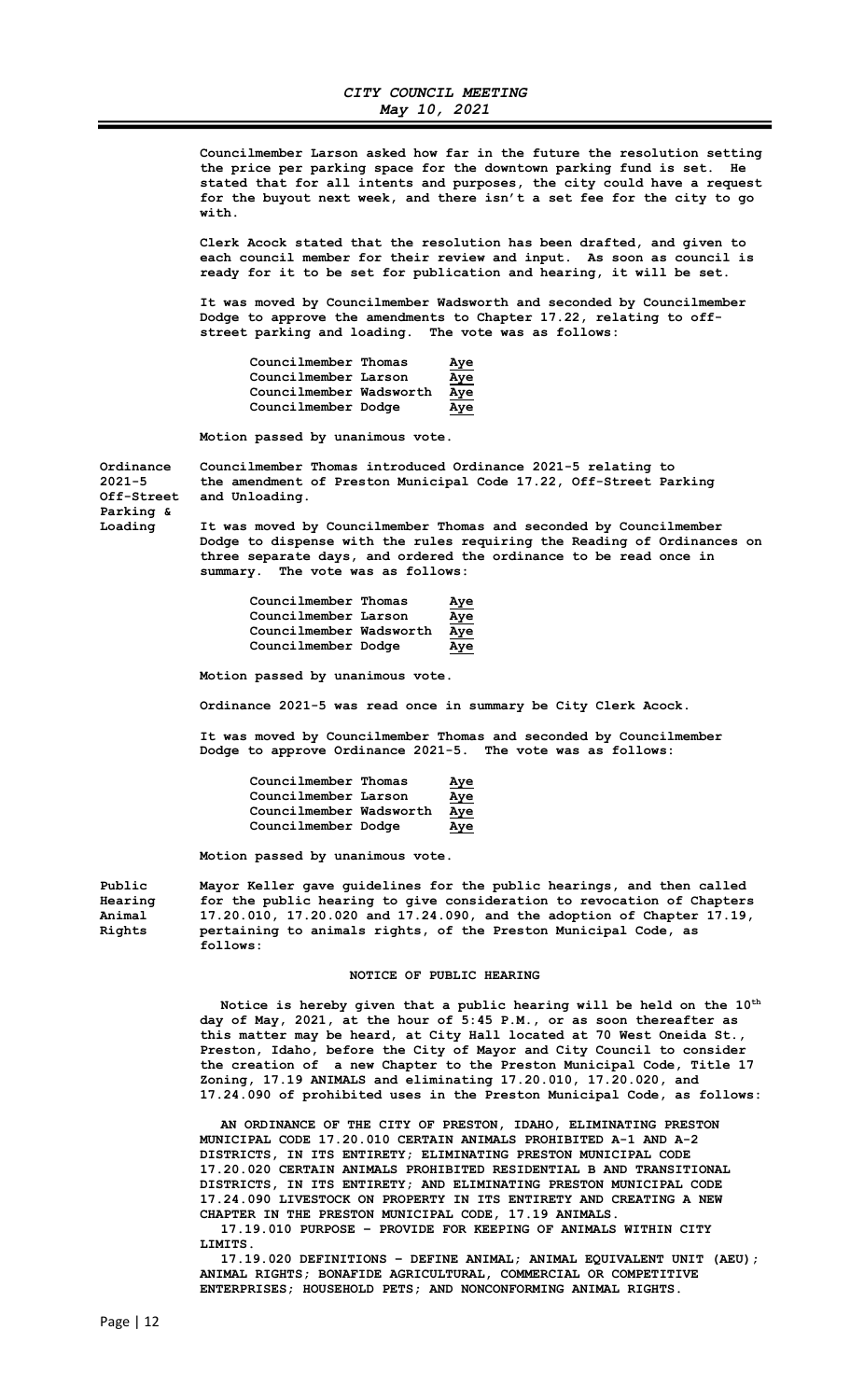**Councilmember Larson asked how far in the future the resolution setting the price per parking space for the downtown parking fund is set. He stated that for all intents and purposes, the city could have a request for the buyout next week, and there isn't a set fee for the city to go with.**

**Clerk Acock stated that the resolution has been drafted, and given to each council member for their review and input. As soon as council is ready for it to be set for publication and hearing, it will be set.**

**It was moved by Councilmember Wadsworth and seconded by Councilmember Dodge to approve the amendments to Chapter 17.22, relating to off-street parking and loading. The vote was as follows:**

| | |
|---|---|
| **Councilmember Thomas** | **Aye** |
| **Councilmember Larson** | **Aye** |
| **Councilmember Wadsworth** | **Aye** |
| **Councilmember Dodge** | **Aye** |

**Motion passed by unanimous vote.**

**Ordinance 2021-5 Off-Street Parking & Loading**

**Councilmember Thomas introduced Ordinance 2021-5 relating to the amendment of Preston Municipal Code 17.22, Off-Street Parking and Unloading.**

**It was moved by Councilmember Thomas and seconded by Councilmember Dodge to dispense with the rules requiring the Reading of Ordinances on three separate days, and ordered the ordinance to be read once in summary. The vote was as follows:**

| | |
|---|---|
| **Councilmember Thomas** | **Aye** |
| **Councilmember Larson** | **Aye** |
| **Councilmember Wadsworth** | **Aye** |
| **Councilmember Dodge** | **Aye** |

**Motion passed by unanimous vote.**

**Ordinance 2021-5 was read once in summary be City Clerk Acock.**

**It was moved by Councilmember Thomas and seconded by Councilmember Dodge to approve Ordinance 2021-5. The vote was as follows:**

| | |
|---|---|
| **Councilmember Thomas** | **Aye** |
| **Councilmember Larson** | **Aye** |
| **Councilmember Wadsworth** | **Aye** |
| **Councilmember Dodge** | **Aye** |

**Motion passed by unanimous vote.**

**Public Hearing Animal Rights**

**Mayor Keller gave guidelines for the public hearings, and then called for the public hearing to give consideration to revocation of Chapters 17.20.010, 17.20.020 and 17.24.090, and the adoption of Chapter 17.19, pertaining to animals rights, of the Preston Municipal Code, as follows:**

**NOTICE OF PUBLIC HEARING**

**Notice is hereby given that a public hearing will be held on the 10th day of May, 2021, at the hour of 5:45 P.M., or as soon thereafter as this matter may be heard, at City Hall located at 70 West Oneida St., Preston, Idaho, before the City of Mayor and City Council to consider the creation of a new Chapter to the Preston Municipal Code, Title 17 Zoning, 17.19 ANIMALS and eliminating 17.20.010, 17.20.020, and 17.24.090 of prohibited uses in the Preston Municipal Code, as follows:**

**AN ORDINANCE OF THE CITY OF PRESTON, IDAHO, ELIMINATING PRESTON MUNICIPAL CODE 17.20.010 CERTAIN ANIMALS PROHIBITED A-1 AND A-2 DISTRICTS, IN ITS ENTIRETY; ELIMINATING PRESTON MUNICIPAL CODE 17.20.020 CERTAIN ANIMALS PROHIBITED RESIDENTIAL B AND TRANSITIONAL DISTRICTS, IN ITS ENTIRETY; AND ELIMINATING PRESTON MUNICIPAL CODE 17.24.090 LIVESTOCK ON PROPERTY IN ITS ENTIRETY AND CREATING A NEW CHAPTER IN THE PRESTON MUNICIPAL CODE, 17.19 ANIMALS.**

**17.19.010 PURPOSE – PROVIDE FOR KEEPING OF ANIMALS WITHIN CITY LIMITS.**

**17.19.020 DEFINITIONS – DEFINE ANIMAL; ANIMAL EQUIVALENT UNIT (AEU); ANIMAL RIGHTS; BONAFIDE AGRICULTURAL, COMMERCIAL OR COMPETITIVE ENTERPRISES; HOUSEHOLD PETS; AND NONCONFORMING ANIMAL RIGHTS.**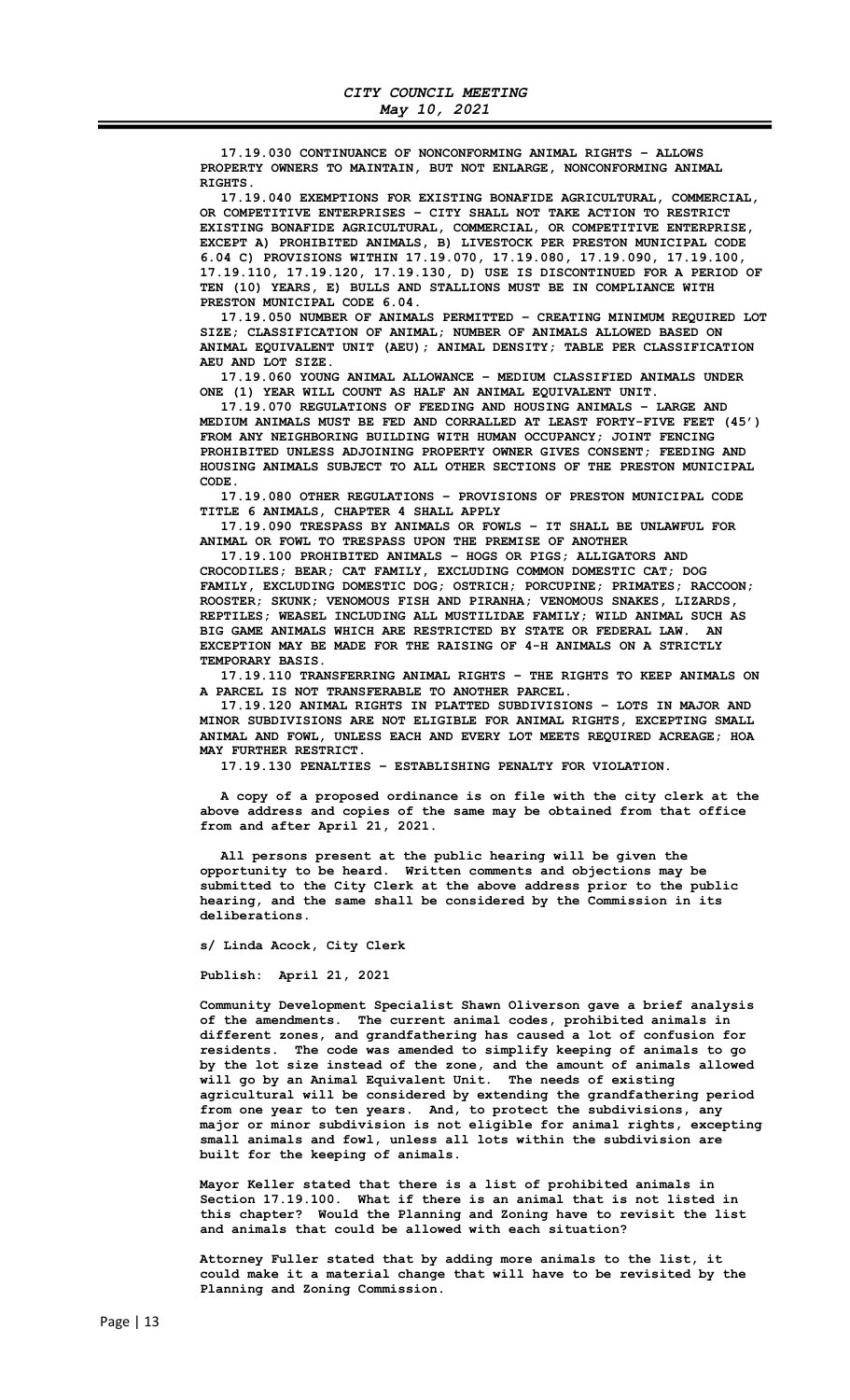**17.19.030 CONTINUANCE OF NONCONFORMING ANIMAL RIGHTS – ALLOWS PROPERTY OWNERS TO MAINTAIN, BUT NOT ENLARGE, NONCONFORMING ANIMAL RIGHTS.**

**17.19.040 EXEMPTIONS FOR EXISTING BONAFIDE AGRICULTURAL, COMMERCIAL, OR COMPETITIVE ENTERPRISES – CITY SHALL NOT TAKE ACTION TO RESTRICT EXISTING BONAFIDE AGRICULTURAL, COMMERCIAL, OR COMPETITIVE ENTERPRISE, EXCEPT A) PROHIBITED ANIMALS, B) LIVESTOCK PER PRESTON MUNICIPAL CODE 6.04 C) PROVISIONS WITHIN 17.19.070, 17.19.080, 17.19.090, 17.19.100, 17.19.110, 17.19.120, 17.19.130, D) USE IS DISCONTINUED FOR A PERIOD OF TEN (10) YEARS, E) BULLS AND STALLIONS MUST BE IN COMPLIANCE WITH PRESTON MUNICIPAL CODE 6.04.**

**17.19.050 NUMBER OF ANIMALS PERMITTED – CREATING MINIMUM REQUIRED LOT SIZE; CLASSIFICATION OF ANIMAL; NUMBER OF ANIMALS ALLOWED BASED ON ANIMAL EQUIVALENT UNIT (AEU); ANIMAL DENSITY; TABLE PER CLASSIFICATION AEU AND LOT SIZE.**

**17.19.060 YOUNG ANIMAL ALLOWANCE – MEDIUM CLASSIFIED ANIMALS UNDER ONE (1) YEAR WILL COUNT AS HALF AN ANIMAL EQUIVALENT UNIT.**

**17.19.070 REGULATIONS OF FEEDING AND HOUSING ANIMALS – LARGE AND MEDIUM ANIMALS MUST BE FED AND CORRALLED AT LEAST FORTY-FIVE FEET (45') FROM ANY NEIGHBORING BUILDING WITH HUMAN OCCUPANCY; JOINT FENCING PROHIBITED UNLESS ADJOINING PROPERTY OWNER GIVES CONSENT; FEEDING AND HOUSING ANIMALS SUBJECT TO ALL OTHER SECTIONS OF THE PRESTON MUNICIPAL CODE.**

**17.19.080 OTHER REGULATIONS – PROVISIONS OF PRESTON MUNICIPAL CODE TITLE 6 ANIMALS, CHAPTER 4 SHALL APPLY**

**17.19.090 TRESPASS BY ANIMALS OR FOWLS – IT SHALL BE UNLAWFUL FOR ANIMAL OR FOWL TO TRESPASS UPON THE PREMISE OF ANOTHER**

**17.19.100 PROHIBITED ANIMALS – HOGS OR PIGS; ALLIGATORS AND CROCODILES; BEAR; CAT FAMILY, EXCLUDING COMMON DOMESTIC CAT; DOG FAMILY, EXCLUDING DOMESTIC DOG; OSTRICH; PORCUPINE; PRIMATES; RACCOON; ROOSTER; SKUNK; VENOMOUS FISH AND PIRANHA; VENOMOUS SNAKES, LIZARDS, REPTILES; WEASEL INCLUDING ALL MUSTILIDAE FAMILY; WILD ANIMAL SUCH AS BIG GAME ANIMALS WHICH ARE RESTRICTED BY STATE OR FEDERAL LAW. AN EXCEPTION MAY BE MADE FOR THE RAISING OF 4-H ANIMALS ON A STRICTLY TEMPORARY BASIS.**

**17.19.110 TRANSFERRING ANIMAL RIGHTS – THE RIGHTS TO KEEP ANIMALS ON A PARCEL IS NOT TRANSFERABLE TO ANOTHER PARCEL.**

**17.19.120 ANIMAL RIGHTS IN PLATTED SUBDIVISIONS – LOTS IN MAJOR AND MINOR SUBDIVISIONS ARE NOT ELIGIBLE FOR ANIMAL RIGHTS, EXCEPTING SMALL ANIMAL AND FOWL, UNLESS EACH AND EVERY LOT MEETS REQUIRED ACREAGE; HOA MAY FURTHER RESTRICT.**

**17.19.130 PENALTIES – ESTABLISHING PENALTY FOR VIOLATION.**

**A copy of a proposed ordinance is on file with the city clerk at the above address and copies of the same may be obtained from that office from and after April 21, 2021.**

**All persons present at the public hearing will be given the opportunity to be heard. Written comments and objections may be submitted to the City Clerk at the above address prior to the public hearing, and the same shall be considered by the Commission in its deliberations.**

**s/ Linda Acock, City Clerk**

**Publish: April 21, 2021**

**Community Development Specialist Shawn Oliverson gave a brief analysis of the amendments. The current animal codes, prohibited animals in different zones, and grandfathering has caused a lot of confusion for residents. The code was amended to simplify keeping of animals to go by the lot size instead of the zone, and the amount of animals allowed will go by an Animal Equivalent Unit. The needs of existing agricultural will be considered by extending the grandfathering period from one year to ten years. And, to protect the subdivisions, any major or minor subdivision is not eligible for animal rights, excepting small animals and fowl, unless all lots within the subdivision are built for the keeping of animals.**

**Mayor Keller stated that there is a list of prohibited animals in Section 17.19.100. What if there is an animal that is not listed in this chapter? Would the Planning and Zoning have to revisit the list and animals that could be allowed with each situation?**

**Attorney Fuller stated that by adding more animals to the list, it could make it a material change that will have to be revisited by the Planning and Zoning Commission.**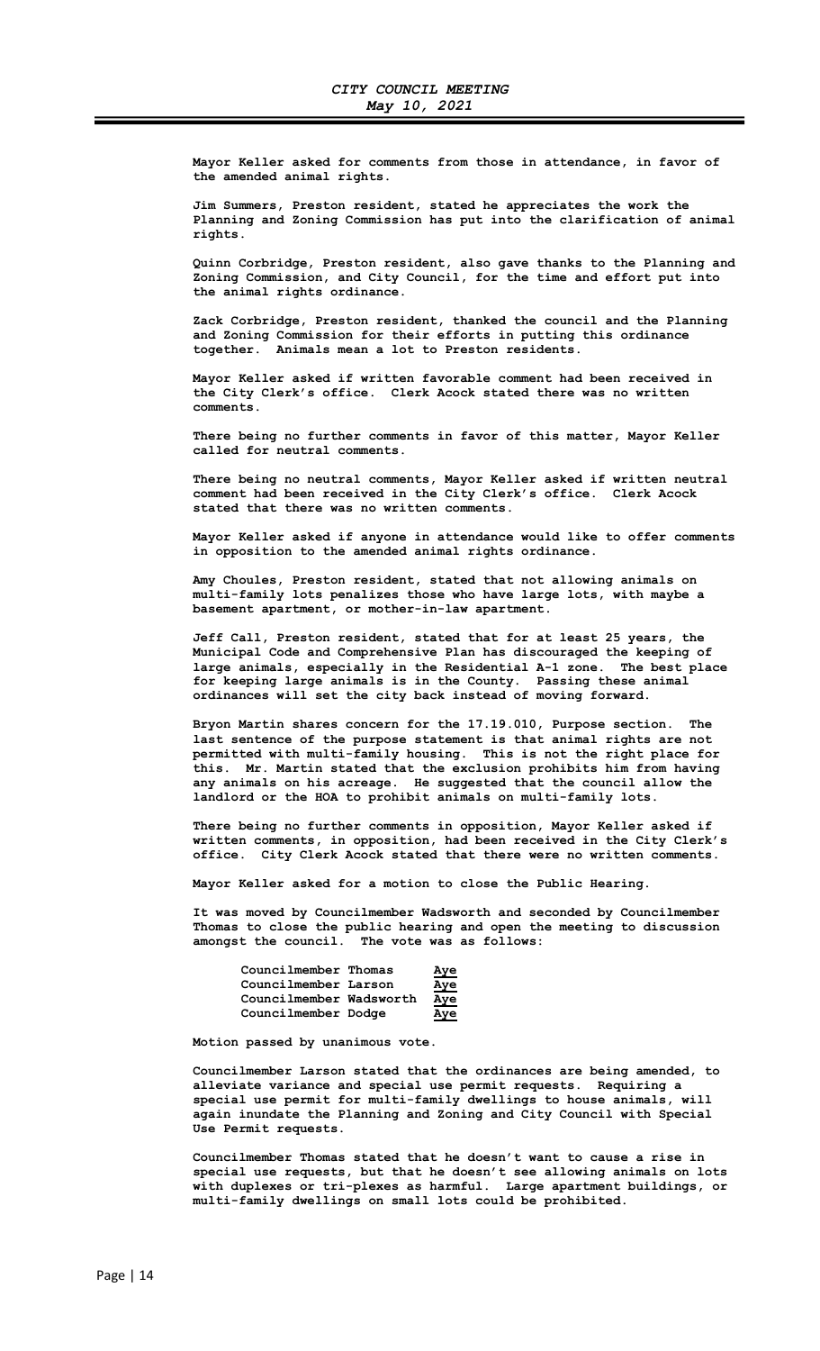**Mayor Keller asked for comments from those in attendance, in favor of the amended animal rights.**

**Jim Summers, Preston resident, stated he appreciates the work the Planning and Zoning Commission has put into the clarification of animal rights.**

**Quinn Corbridge, Preston resident, also gave thanks to the Planning and Zoning Commission, and City Council, for the time and effort put into the animal rights ordinance.**

**Zack Corbridge, Preston resident, thanked the council and the Planning and Zoning Commission for their efforts in putting this ordinance together. Animals mean a lot to Preston residents.**

**Mayor Keller asked if written favorable comment had been received in the City Clerk's office. Clerk Acock stated there was no written comments.**

**There being no further comments in favor of this matter, Mayor Keller called for neutral comments.**

**There being no neutral comments, Mayor Keller asked if written neutral comment had been received in the City Clerk's office. Clerk Acock stated that there was no written comments.**

**Mayor Keller asked if anyone in attendance would like to offer comments in opposition to the amended animal rights ordinance.**

**Amy Choules, Preston resident, stated that not allowing animals on multi-family lots penalizes those who have large lots, with maybe a basement apartment, or mother-in-law apartment.**

**Jeff Call, Preston resident, stated that for at least 25 years, the Municipal Code and Comprehensive Plan has discouraged the keeping of large animals, especially in the Residential A-1 zone. The best place for keeping large animals is in the County. Passing these animal ordinances will set the city back instead of moving forward.**

**Bryon Martin shares concern for the 17.19.010, Purpose section. The last sentence of the purpose statement is that animal rights are not permitted with multi-family housing. This is not the right place for this. Mr. Martin stated that the exclusion prohibits him from having any animals on his acreage. He suggested that the council allow the landlord or the HOA to prohibit animals on multi-family lots.**

**There being no further comments in opposition, Mayor Keller asked if written comments, in opposition, had been received in the City Clerk's office. City Clerk Acock stated that there were no written comments.**

**Mayor Keller asked for a motion to close the Public Hearing.**

**It was moved by Councilmember Wadsworth and seconded by Councilmember Thomas to close the public hearing and open the meeting to discussion amongst the council. The vote was as follows:**

| | |
|---|---|
| **Councilmember Thomas** | **Aye** |
| **Councilmember Larson** | **Aye** |
| **Councilmember Wadsworth** | **Aye** |
| **Councilmember Dodge** | **Aye** |

**Motion passed by unanimous vote.**

**Councilmember Larson stated that the ordinances are being amended, to alleviate variance and special use permit requests. Requiring a special use permit for multi-family dwellings to house animals, will again inundate the Planning and Zoning and City Council with Special Use Permit requests.**

**Councilmember Thomas stated that he doesn't want to cause a rise in special use requests, but that he doesn't see allowing animals on lots with duplexes or tri-plexes as harmful. Large apartment buildings, or multi-family dwellings on small lots could be prohibited.**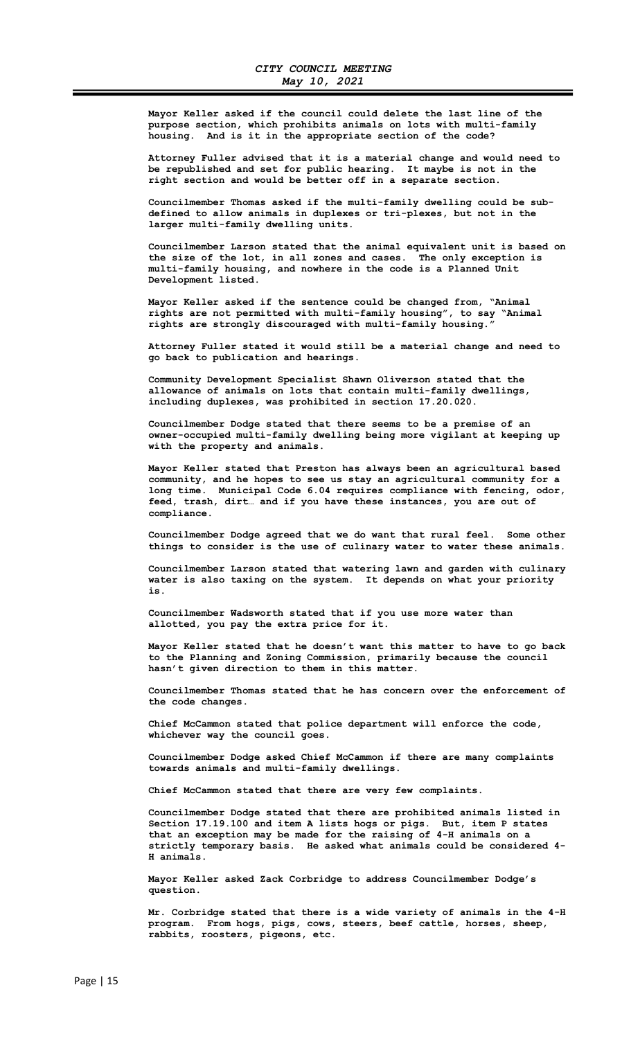Mayor Keller asked if the council could delete the last line of the purpose section, which prohibits animals on lots with multi-family housing. And is it in the appropriate section of the code?

Attorney Fuller advised that it is a material change and would need to be republished and set for public hearing. It maybe is not in the right section and would be better off in a separate section.

Councilmember Thomas asked if the multi-family dwelling could be sub-defined to allow animals in duplexes or tri-plexes, but not in the larger multi-family dwelling units.

Councilmember Larson stated that the animal equivalent unit is based on the size of the lot, in all zones and cases. The only exception is multi-family housing, and nowhere in the code is a Planned Unit Development listed.

Mayor Keller asked if the sentence could be changed from, "Animal rights are not permitted with multi-family housing", to say "Animal rights are strongly discouraged with multi-family housing."

Attorney Fuller stated it would still be a material change and need to go back to publication and hearings.

Community Development Specialist Shawn Oliverson stated that the allowance of animals on lots that contain multi-family dwellings, including duplexes, was prohibited in section 17.20.020.

Councilmember Dodge stated that there seems to be a premise of an owner-occupied multi-family dwelling being more vigilant at keeping up with the property and animals.

Mayor Keller stated that Preston has always been an agricultural based community, and he hopes to see us stay an agricultural community for a long time. Municipal Code 6.04 requires compliance with fencing, odor, feed, trash, dirt… and if you have these instances, you are out of compliance.

Councilmember Dodge agreed that we do want that rural feel. Some other things to consider is the use of culinary water to water these animals.

Councilmember Larson stated that watering lawn and garden with culinary water is also taxing on the system. It depends on what your priority is.

Councilmember Wadsworth stated that if you use more water than allotted, you pay the extra price for it.

Mayor Keller stated that he doesn't want this matter to have to go back to the Planning and Zoning Commission, primarily because the council hasn't given direction to them in this matter.

Councilmember Thomas stated that he has concern over the enforcement of the code changes.

Chief McCammon stated that police department will enforce the code, whichever way the council goes.

Councilmember Dodge asked Chief McCammon if there are many complaints towards animals and multi-family dwellings.

Chief McCammon stated that there are very few complaints.

Councilmember Dodge stated that there are prohibited animals listed in Section 17.19.100 and item A lists hogs or pigs. But, item P states that an exception may be made for the raising of 4-H animals on a strictly temporary basis. He asked what animals could be considered 4-H animals.

Mayor Keller asked Zack Corbridge to address Councilmember Dodge's question.

Mr. Corbridge stated that there is a wide variety of animals in the 4-H program. From hogs, pigs, cows, steers, beef cattle, horses, sheep, rabbits, roosters, pigeons, etc.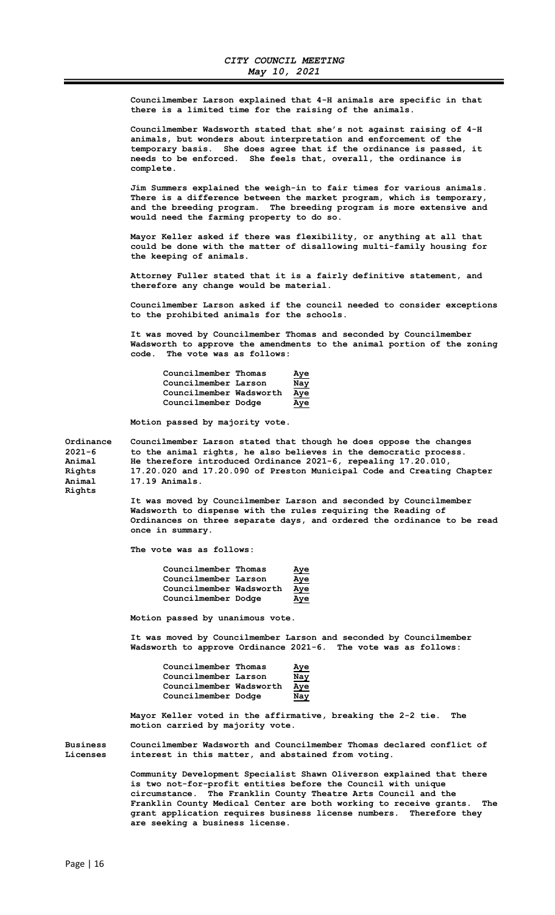Councilmember Larson explained that 4-H animals are specific in that there is a limited time for the raising of the animals.

Councilmember Wadsworth stated that she's not against raising of 4-H animals, but wonders about interpretation and enforcement of the temporary basis. She does agree that if the ordinance is passed, it needs to be enforced. She feels that, overall, the ordinance is complete.

Jim Summers explained the weigh-in to fair times for various animals. There is a difference between the market program, which is temporary, and the breeding program. The breeding program is more extensive and would need the farming property to do so.

Mayor Keller asked if there was flexibility, or anything at all that could be done with the matter of disallowing multi-family housing for the keeping of animals.

Attorney Fuller stated that it is a fairly definitive statement, and therefore any change would be material.

Councilmember Larson asked if the council needed to consider exceptions to the prohibited animals for the schools.

It was moved by Councilmember Thomas and seconded by Councilmember Wadsworth to approve the amendments to the animal portion of the zoning code. The vote was as follows:

| | |
|---|---|
| Councilmember Thomas | Aye |
| Councilmember Larson | Nay |
| Councilmember Wadsworth | Aye |
| Councilmember Dodge | Aye |

Motion passed by majority vote.

**Ordinance 2021-6 Animal Rights Animal Rights**

Councilmember Larson stated that though he does oppose the changes to the animal rights, he also believes in the democratic process. He therefore introduced Ordinance 2021-6, repealing 17.20.010, 17.20.020 and 17.20.090 of Preston Municipal Code and Creating Chapter 17.19 Animals.

It was moved by Councilmember Larson and seconded by Councilmember Wadsworth to dispense with the rules requiring the Reading of Ordinances on three separate days, and ordered the ordinance to be read once in summary.

The vote was as follows:

| | |
|---|---|
| Councilmember Thomas | Aye |
| Councilmember Larson | Aye |
| Councilmember Wadsworth | Aye |
| Councilmember Dodge | Aye |

Motion passed by unanimous vote.

It was moved by Councilmember Larson and seconded by Councilmember Wadsworth to approve Ordinance 2021-6. The vote was as follows:

| | |
|---|---|
| Councilmember Thomas | Aye |
| Councilmember Larson | Nay |
| Councilmember Wadsworth | Aye |
| Councilmember Dodge | Nay |

Mayor Keller voted in the affirmative, breaking the 2-2 tie. The motion carried by majority vote.

**Business Licenses**

Councilmember Wadsworth and Councilmember Thomas declared conflict of interest in this matter, and abstained from voting.

Community Development Specialist Shawn Oliverson explained that there is two not-for-profit entities before the Council with unique circumstance. The Franklin County Theatre Arts Council and the Franklin County Medical Center are both working to receive grants. The grant application requires business license numbers. Therefore they are seeking a business license.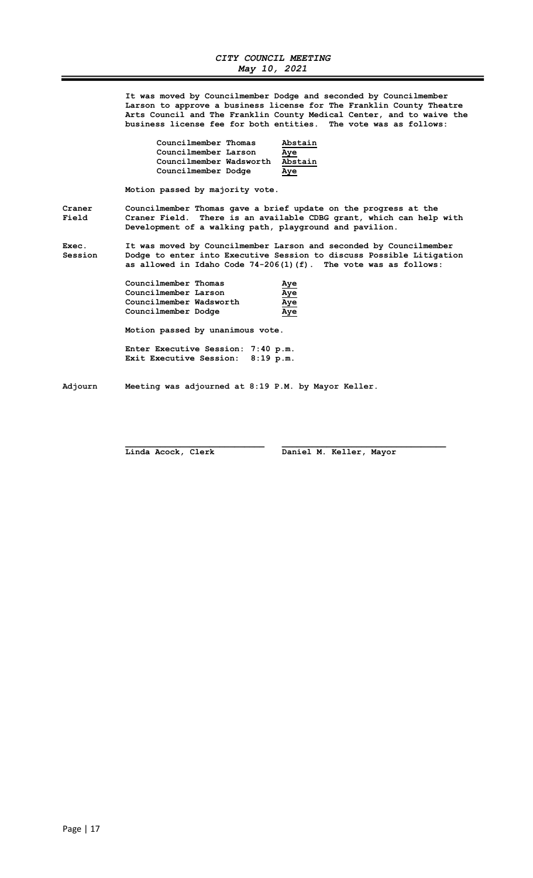It was moved by Councilmember Dodge and seconded by Councilmember Larson to approve a business license for The Franklin County Theatre Arts Council and The Franklin County Medical Center, and to waive the business license fee for both entities. The vote was as follows:

| | |
|---|---|
| Councilmember Thomas | Abstain |
| Councilmember Larson | Aye |
| Councilmember Wadsworth | Abstain |
| Councilmember Dodge | Aye |

Motion passed by majority vote.

**Craner Field** Councilmember Thomas gave a brief update on the progress at the Craner Field. There is an available CDBG grant, which can help with Development of a walking path, playground and pavilion.

**Exec. Session** It was moved by Councilmember Larson and seconded by Councilmember Dodge to enter into Executive Session to discuss Possible Litigation as allowed in Idaho Code 74-206(1)(f). The vote was as follows:

| | |
|---|---|
| Councilmember Thomas | Aye |
| Councilmember Larson | Aye |
| Councilmember Wadsworth | Aye |
| Councilmember Dodge | Aye |

Motion passed by unanimous vote.

Enter Executive Session: 7:40 p.m.
Exit Executive Session: 8:19 p.m.

**Adjourn** Meeting was adjourned at 8:19 P.M. by Mayor Keller.

Linda Acock, Clerk

Daniel M. Keller, Mayor